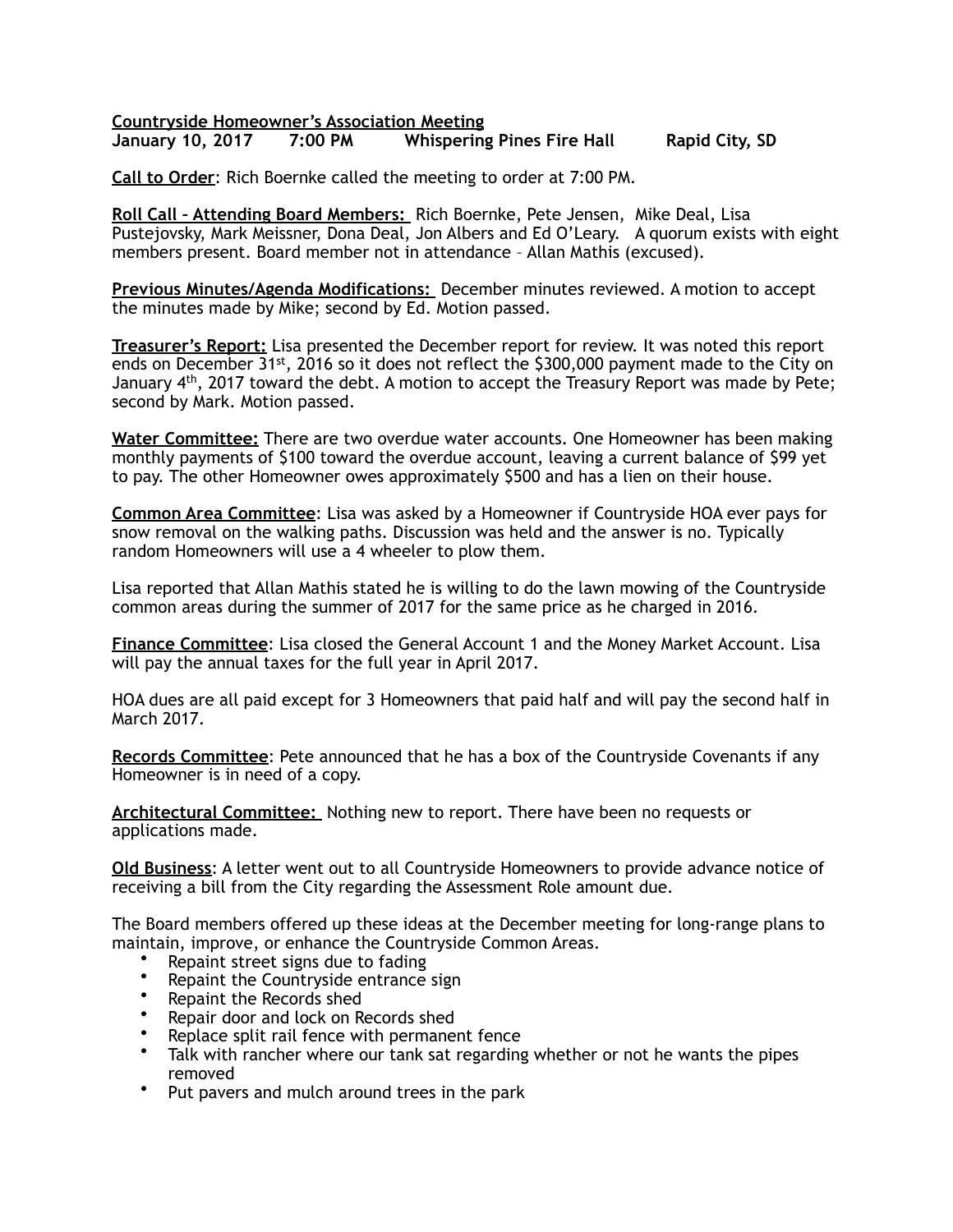**Countryside Homeowner's Association Meeting**
**January 10, 2017 7:00 PM Whispering Pines Fire Hall Rapid City, SD**

**Call to Order**: Rich Boernke called the meeting to order at 7:00 PM.

**Roll Call – Attending Board Members:** Rich Boernke, Pete Jensen, Mike Deal, Lisa Pustejovsky, Mark Meissner, Dona Deal, Jon Albers and Ed O'Leary. A quorum exists with eight members present. Board member not in attendance – Allan Mathis (excused).

**Previous Minutes/Agenda Modifications:** December minutes reviewed. A motion to accept the minutes made by Mike; second by Ed. Motion passed.

**Treasurer's Report:** Lisa presented the December report for review. It was noted this report ends on December 31st, 2016 so it does not reflect the $300,000 payment made to the City on January 4th, 2017 toward the debt. A motion to accept the Treasury Report was made by Pete; second by Mark. Motion passed.

**Water Committee:** There are two overdue water accounts. One Homeowner has been making monthly payments of $100 toward the overdue account, leaving a current balance of $99 yet to pay. The other Homeowner owes approximately $500 and has a lien on their house.

**Common Area Committee**: Lisa was asked by a Homeowner if Countryside HOA ever pays for snow removal on the walking paths. Discussion was held and the answer is no. Typically random Homeowners will use a 4 wheeler to plow them.

Lisa reported that Allan Mathis stated he is willing to do the lawn mowing of the Countryside common areas during the summer of 2017 for the same price as he charged in 2016.

**Finance Committee**: Lisa closed the General Account 1 and the Money Market Account. Lisa will pay the annual taxes for the full year in April 2017.

HOA dues are all paid except for 3 Homeowners that paid half and will pay the second half in March 2017.

**Records Committee**: Pete announced that he has a box of the Countryside Covenants if any Homeowner is in need of a copy.

**Architectural Committee:** Nothing new to report. There have been no requests or applications made.

**Old Business**: A letter went out to all Countryside Homeowners to provide advance notice of receiving a bill from the City regarding the Assessment Role amount due.

The Board members offered up these ideas at the December meeting for long-range plans to maintain, improve, or enhance the Countryside Common Areas.

- Repaint street signs due to fading
- Repaint the Countryside entrance sign
- Repaint the Records shed
- Repair door and lock on Records shed
- Replace split rail fence with permanent fence
- Talk with rancher where our tank sat regarding whether or not he wants the pipes removed
- Put pavers and mulch around trees in the park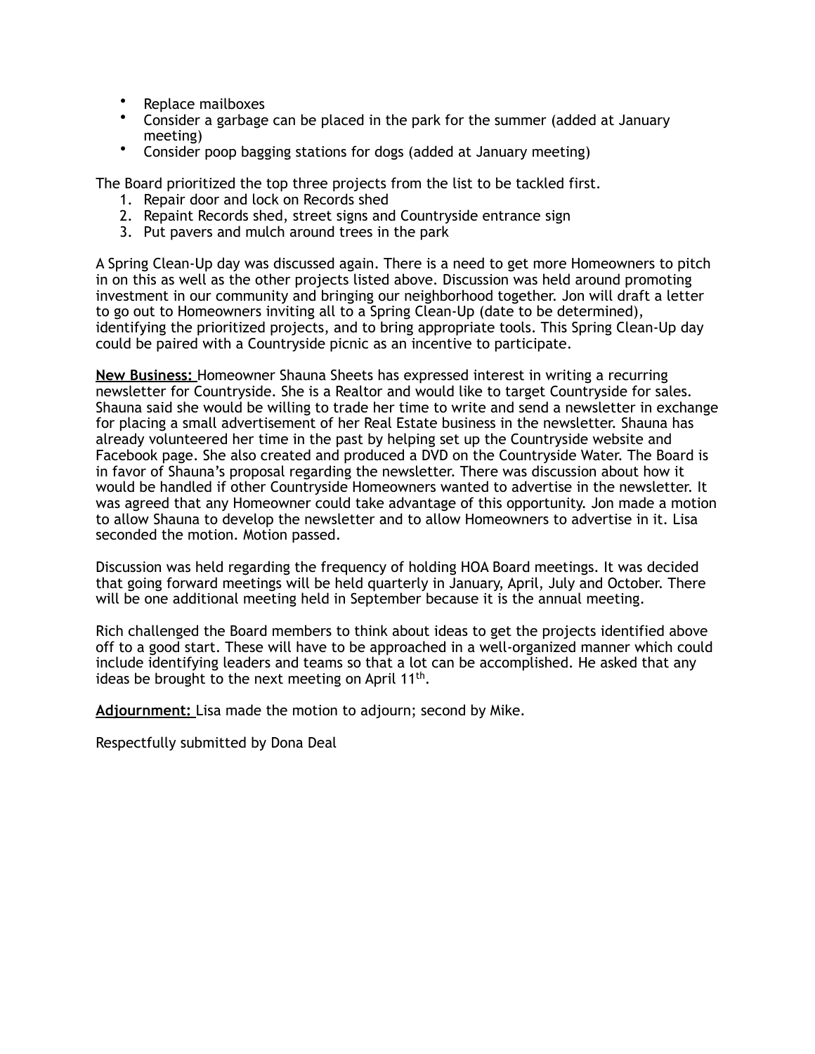- Replace mailboxes
- Consider a garbage can be placed in the park for the summer (added at January meeting)
- Consider poop bagging stations for dogs (added at January meeting)

The Board prioritized the top three projects from the list to be tackled first.

1. Repair door and lock on Records shed
2. Repaint Records shed, street signs and Countryside entrance sign
3. Put pavers and mulch around trees in the park

A Spring Clean-Up day was discussed again. There is a need to get more Homeowners to pitch in on this as well as the other projects listed above. Discussion was held around promoting investment in our community and bringing our neighborhood together. Jon will draft a letter to go out to Homeowners inviting all to a Spring Clean-Up (date to be determined), identifying the prioritized projects, and to bring appropriate tools. This Spring Clean-Up day could be paired with a Countryside picnic as an incentive to participate.

**New Business:** Homeowner Shauna Sheets has expressed interest in writing a recurring newsletter for Countryside. She is a Realtor and would like to target Countryside for sales. Shauna said she would be willing to trade her time to write and send a newsletter in exchange for placing a small advertisement of her Real Estate business in the newsletter. Shauna has already volunteered her time in the past by helping set up the Countryside website and Facebook page. She also created and produced a DVD on the Countryside Water. The Board is in favor of Shauna's proposal regarding the newsletter. There was discussion about how it would be handled if other Countryside Homeowners wanted to advertise in the newsletter. It was agreed that any Homeowner could take advantage of this opportunity. Jon made a motion to allow Shauna to develop the newsletter and to allow Homeowners to advertise in it. Lisa seconded the motion. Motion passed.

Discussion was held regarding the frequency of holding HOA Board meetings. It was decided that going forward meetings will be held quarterly in January, April, July and October. There will be one additional meeting held in September because it is the annual meeting.

Rich challenged the Board members to think about ideas to get the projects identified above off to a good start. These will have to be approached in a well-organized manner which could include identifying leaders and teams so that a lot can be accomplished. He asked that any ideas be brought to the next meeting on April 11th.

**Adjournment:** Lisa made the motion to adjourn; second by Mike.

Respectfully submitted by Dona Deal